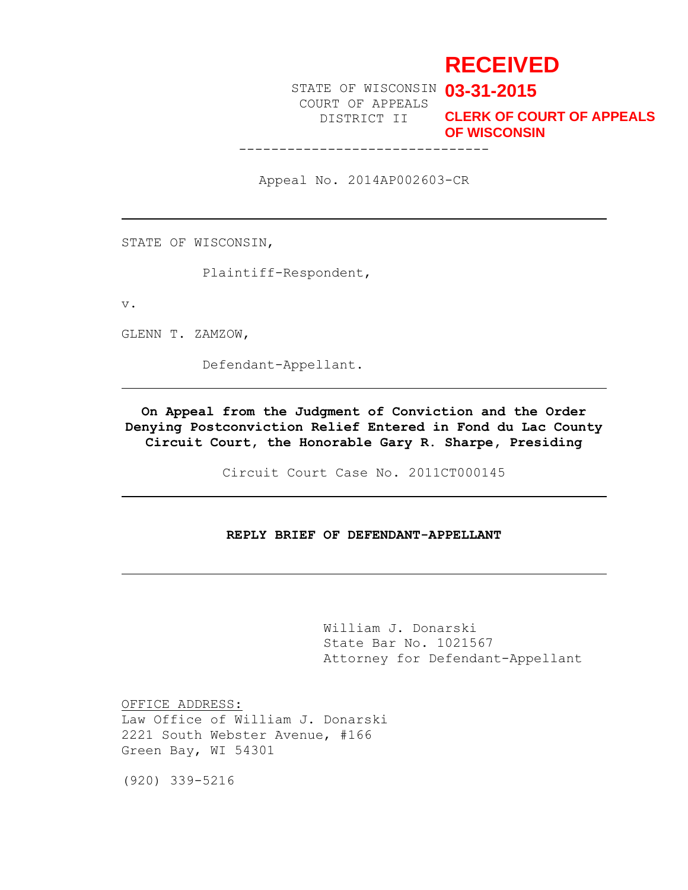RECEIVED
03-31-2015
CLERK OF COURT OF APPEALS
OF WISCONSIN

STATE OF WISCONSIN
COURT OF APPEALS
DISTRICT II

------------------------------

Appeal No. 2014AP002603-CR

---

STATE OF WISCONSIN,

Plaintiff-Respondent,

v.

GLENN T. ZAMZOW,

Defendant-Appellant.

---

**On Appeal from the Judgment of Conviction and the Order Denying Postconviction Relief Entered in Fond du Lac County Circuit Court, the Honorable Gary R. Sharpe, Presiding**

Circuit Court Case No. 2011CT000145

---

**REPLY BRIEF OF DEFENDANT-APPELLANT**

---

William J. Donarski
State Bar No. 1021567
Attorney for Defendant-Appellant

OFFICE ADDRESS:
Law Office of William J. Donarski
2221 South Webster Avenue, #166
Green Bay, WI 54301

(920) 339-5216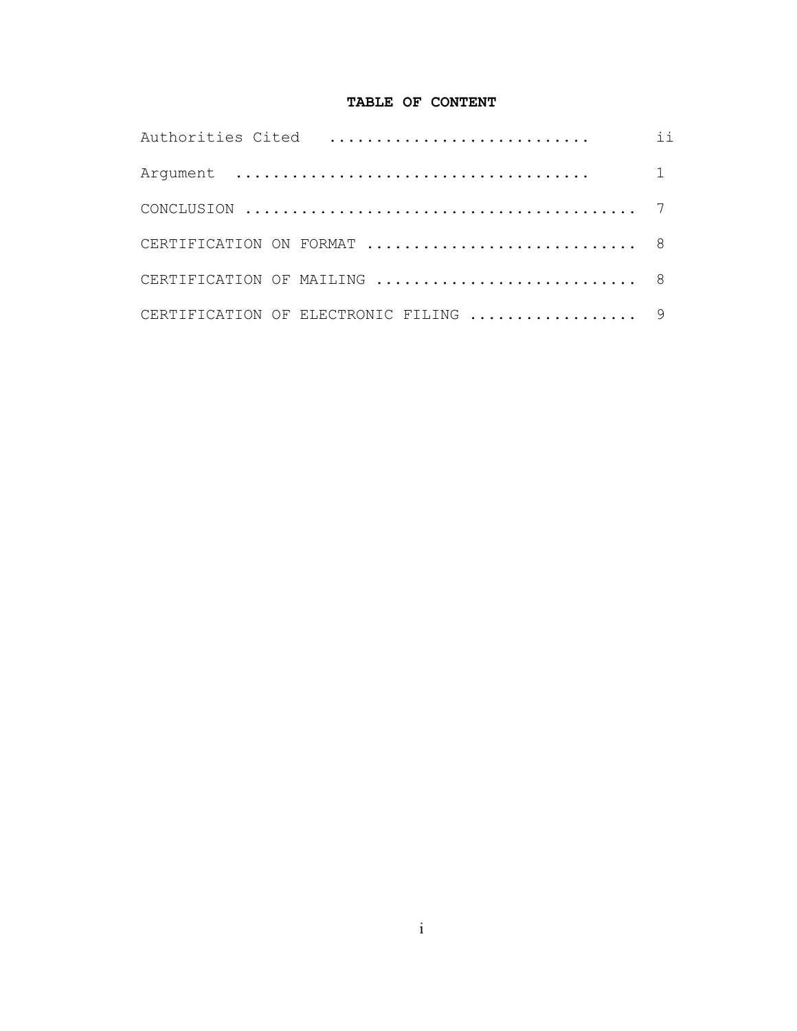**TABLE OF CONTENT**

| | |
|---|---|
| Authorities Cited ........................... | ii |
| Argument ..................................... | 1 |
| CONCLUSION ........................................... | 7 |
| CERTIFICATION ON FORMAT ............................. | 8 |
| CERTIFICATION OF MAILING ............................ | 8 |
| CERTIFICATION OF ELECTRONIC FILING .................. | 9 |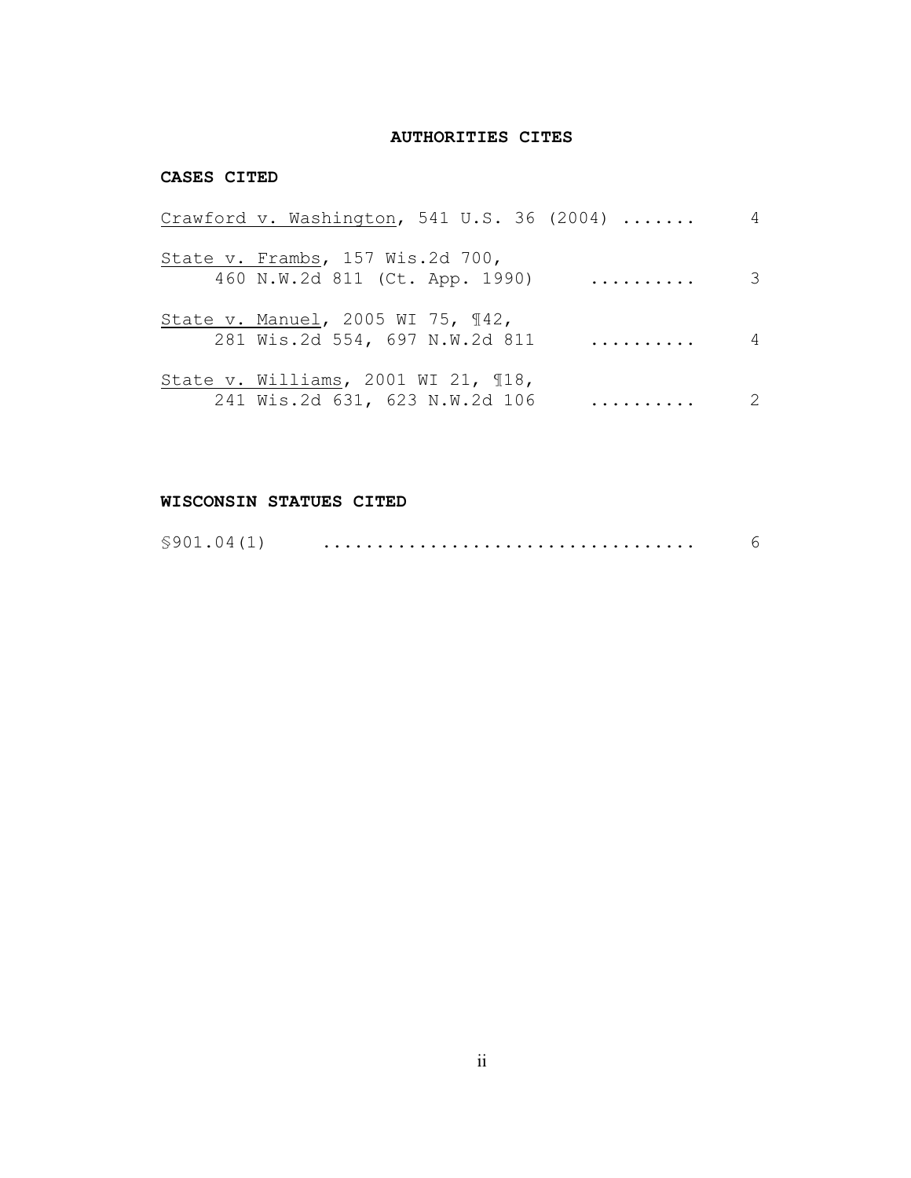**AUTHORITIES CITES**

**CASES CITED**

Crawford v. Washington, 541 U.S. 36 (2004) ....... 4

State v. Frambs, 157 Wis.2d 700,
460 N.W.2d 811 (Ct. App. 1990) .......... 3

State v. Manuel, 2005 WI 75, ¶42,
281 Wis.2d 554, 697 N.W.2d 811 .......... 4

State v. Williams, 2001 WI 21, ¶18,
241 Wis.2d 631, 623 N.W.2d 106 .......... 2

**WISCONSIN STATUES CITED**

§901.04(1) ................................. 6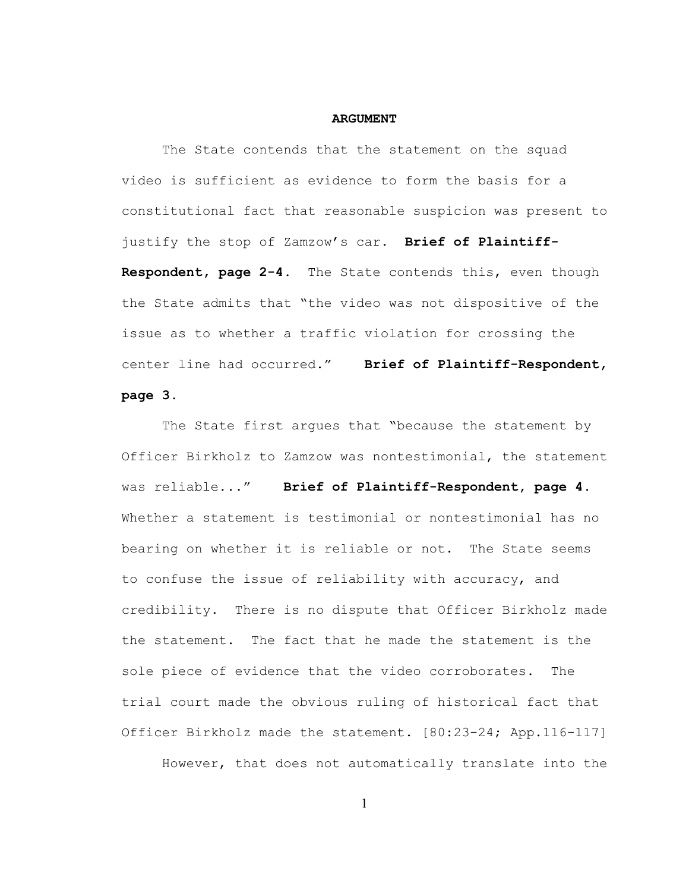## ARGUMENT

The State contends that the statement on the squad video is sufficient as evidence to form the basis for a constitutional fact that reasonable suspicion was present to justify the stop of Zamzow's car. **Brief of Plaintiff-Respondent, page 2-4.** The State contends this, even though the State admits that "the video was not dispositive of the issue as to whether a traffic violation for crossing the center line had occurred." **Brief of Plaintiff-Respondent, page 3.**

The State first argues that "because the statement by Officer Birkholz to Zamzow was nontestimonial, the statement was reliable..." **Brief of Plaintiff-Respondent, page 4.** Whether a statement is testimonial or nontestimonial has no bearing on whether it is reliable or not. The State seems to confuse the issue of reliability with accuracy, and credibility. There is no dispute that Officer Birkholz made the statement. The fact that he made the statement is the sole piece of evidence that the video corroborates. The trial court made the obvious ruling of historical fact that Officer Birkholz made the statement. [80:23-24; App.116-117]

However, that does not automatically translate into the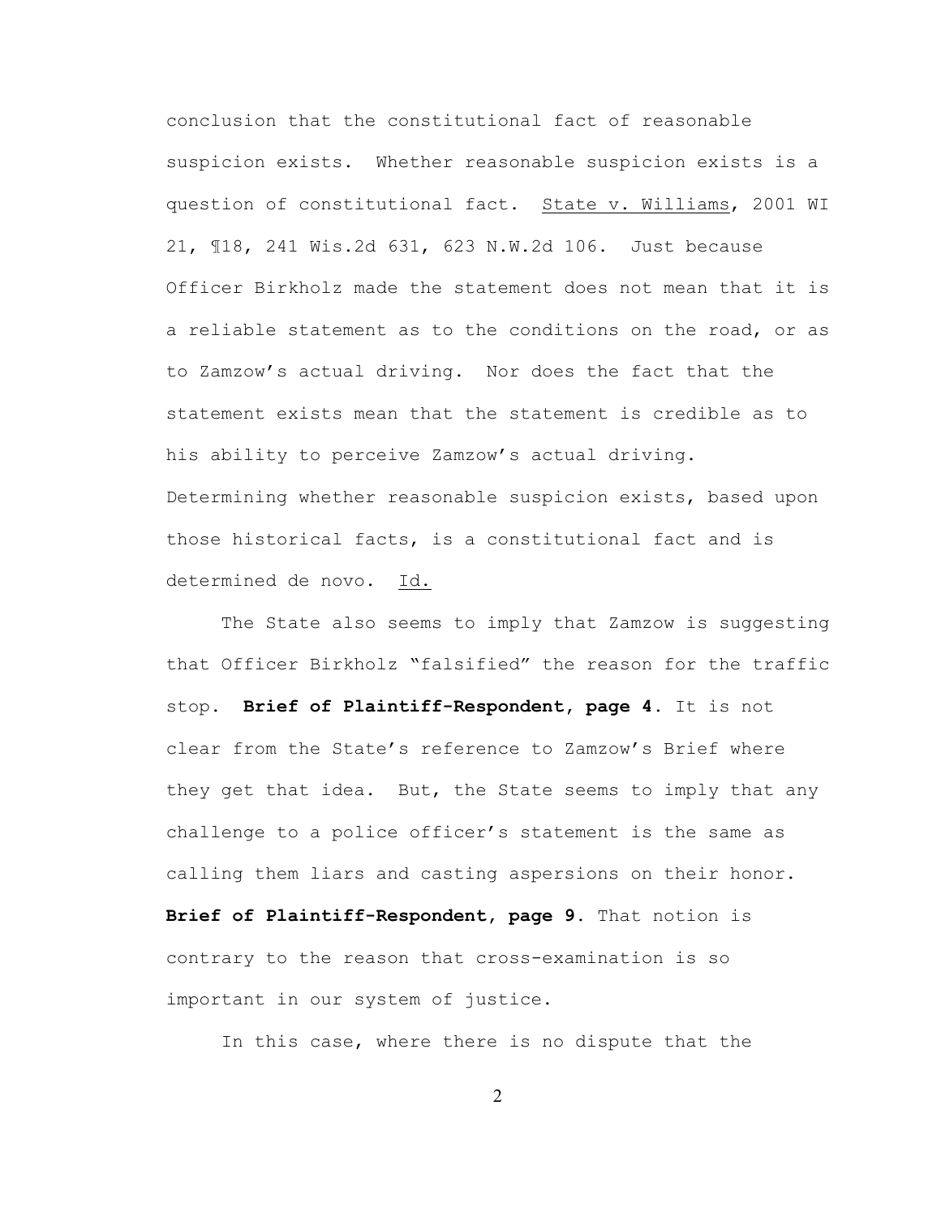conclusion that the constitutional fact of reasonable suspicion exists. Whether reasonable suspicion exists is a question of constitutional fact. State v. Williams, 2001 WI 21, ¶18, 241 Wis.2d 631, 623 N.W.2d 106. Just because Officer Birkholz made the statement does not mean that it is a reliable statement as to the conditions on the road, or as to Zamzow's actual driving. Nor does the fact that the statement exists mean that the statement is credible as to his ability to perceive Zamzow's actual driving. Determining whether reasonable suspicion exists, based upon those historical facts, is a constitutional fact and is determined de novo. Id.

The State also seems to imply that Zamzow is suggesting that Officer Birkholz "falsified" the reason for the traffic stop. **Brief of Plaintiff-Respondent, page 4.** It is not clear from the State's reference to Zamzow's Brief where they get that idea. But, the State seems to imply that any challenge to a police officer's statement is the same as calling them liars and casting aspersions on their honor. **Brief of Plaintiff-Respondent, page 9.** That notion is contrary to the reason that cross-examination is so important in our system of justice.

In this case, where there is no dispute that the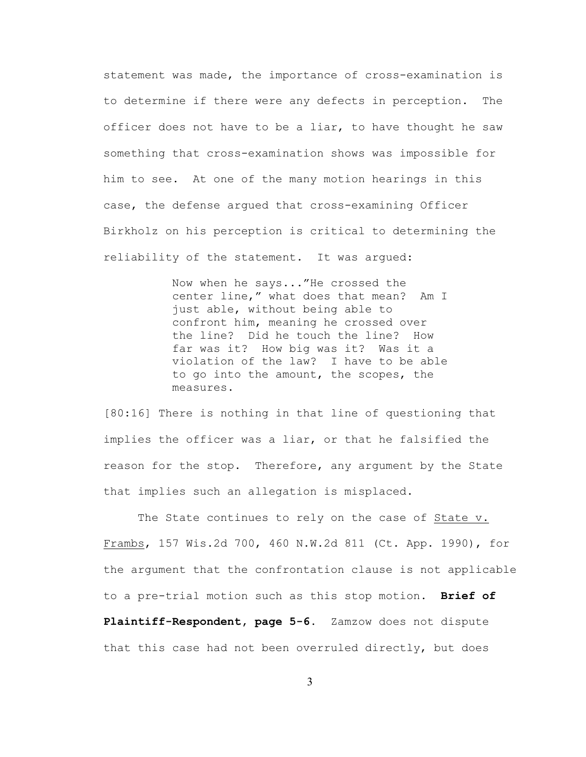statement was made, the importance of cross-examination is to determine if there were any defects in perception. The officer does not have to be a liar, to have thought he saw something that cross-examination shows was impossible for him to see. At one of the many motion hearings in this case, the defense argued that cross-examining Officer Birkholz on his perception is critical to determining the reliability of the statement. It was argued:

> Now when he says..."He crossed the center line," what does that mean? Am I just able, without being able to confront him, meaning he crossed over the line? Did he touch the line? How far was it? How big was it? Was it a violation of the law? I have to be able to go into the amount, the scopes, the measures.

[80:16] There is nothing in that line of questioning that implies the officer was a liar, or that he falsified the reason for the stop. Therefore, any argument by the State that implies such an allegation is misplaced.

The State continues to rely on the case of State v. Frambs, 157 Wis.2d 700, 460 N.W.2d 811 (Ct. App. 1990), for the argument that the confrontation clause is not applicable to a pre-trial motion such as this stop motion. **Brief of Plaintiff-Respondent, page 5-6**. Zamzow does not dispute that this case had not been overruled directly, but does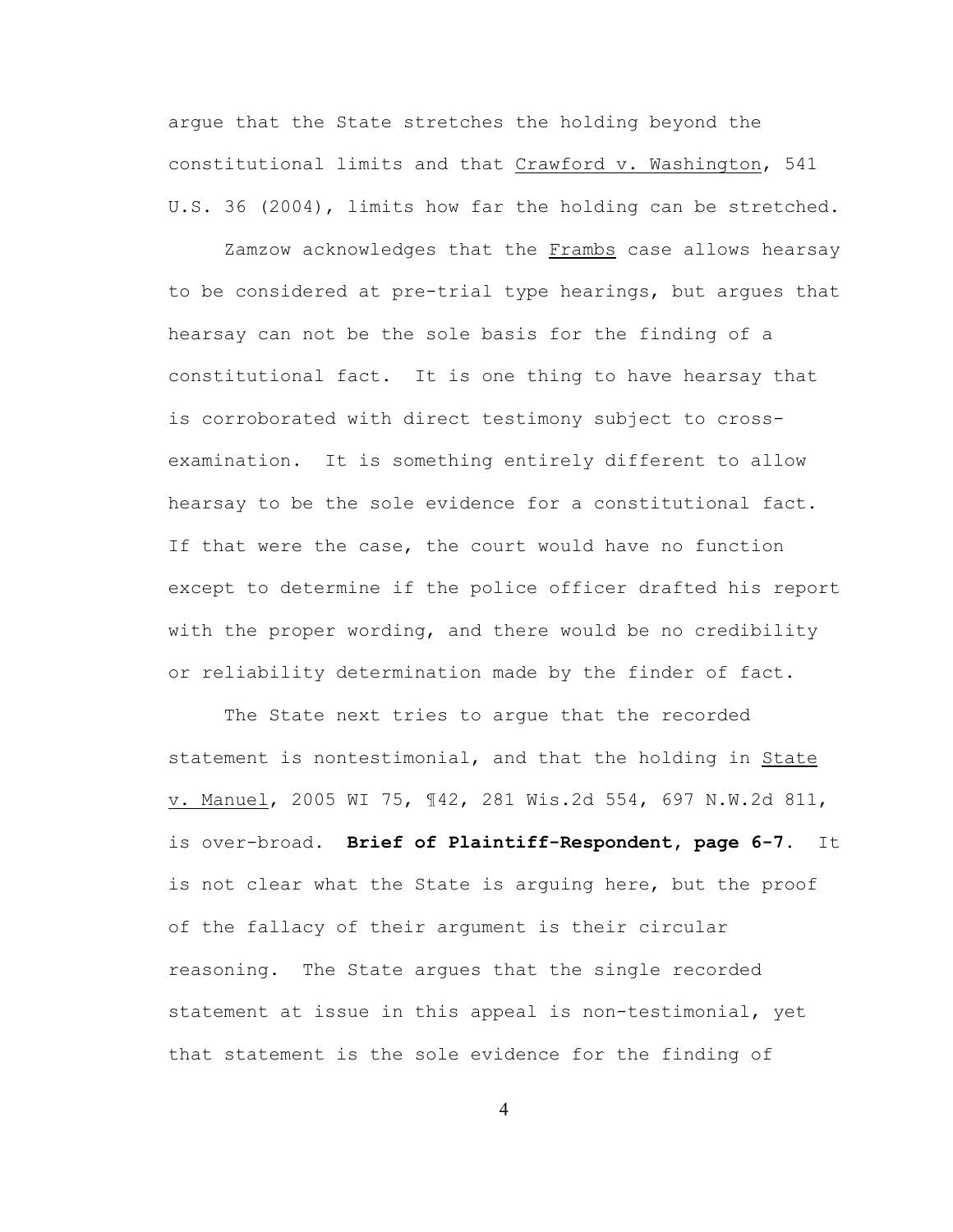argue that the State stretches the holding beyond the constitutional limits and that Crawford v. Washington, 541 U.S. 36 (2004), limits how far the holding can be stretched.

Zamzow acknowledges that the Frambs case allows hearsay to be considered at pre-trial type hearings, but argues that hearsay can not be the sole basis for the finding of a constitutional fact. It is one thing to have hearsay that is corroborated with direct testimony subject to cross-examination. It is something entirely different to allow hearsay to be the sole evidence for a constitutional fact. If that were the case, the court would have no function except to determine if the police officer drafted his report with the proper wording, and there would be no credibility or reliability determination made by the finder of fact.

The State next tries to argue that the recorded statement is nontestimonial, and that the holding in State v. Manuel, 2005 WI 75, ¶42, 281 Wis.2d 554, 697 N.W.2d 811, is over-broad. **Brief of Plaintiff-Respondent, page 6-7**. It is not clear what the State is arguing here, but the proof of the fallacy of their argument is their circular reasoning. The State argues that the single recorded statement at issue in this appeal is non-testimonial, yet that statement is the sole evidence for the finding of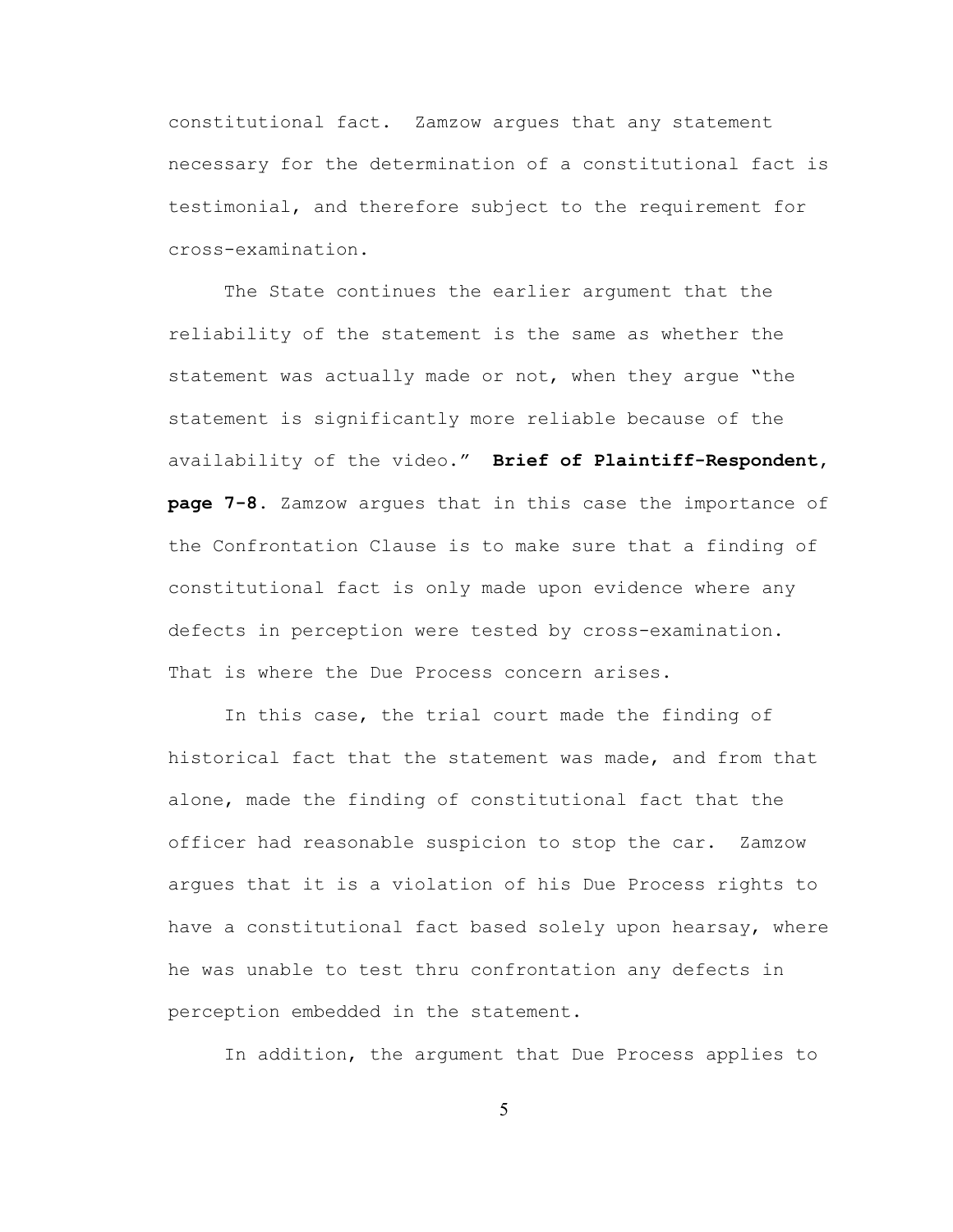constitutional fact. Zamzow argues that any statement necessary for the determination of a constitutional fact is testimonial, and therefore subject to the requirement for cross-examination.

The State continues the earlier argument that the reliability of the statement is the same as whether the statement was actually made or not, when they argue "the statement is significantly more reliable because of the availability of the video." **Brief of Plaintiff-Respondent, page 7-8.** Zamzow argues that in this case the importance of the Confrontation Clause is to make sure that a finding of constitutional fact is only made upon evidence where any defects in perception were tested by cross-examination. That is where the Due Process concern arises.

In this case, the trial court made the finding of historical fact that the statement was made, and from that alone, made the finding of constitutional fact that the officer had reasonable suspicion to stop the car. Zamzow argues that it is a violation of his Due Process rights to have a constitutional fact based solely upon hearsay, where he was unable to test thru confrontation any defects in perception embedded in the statement.

In addition, the argument that Due Process applies to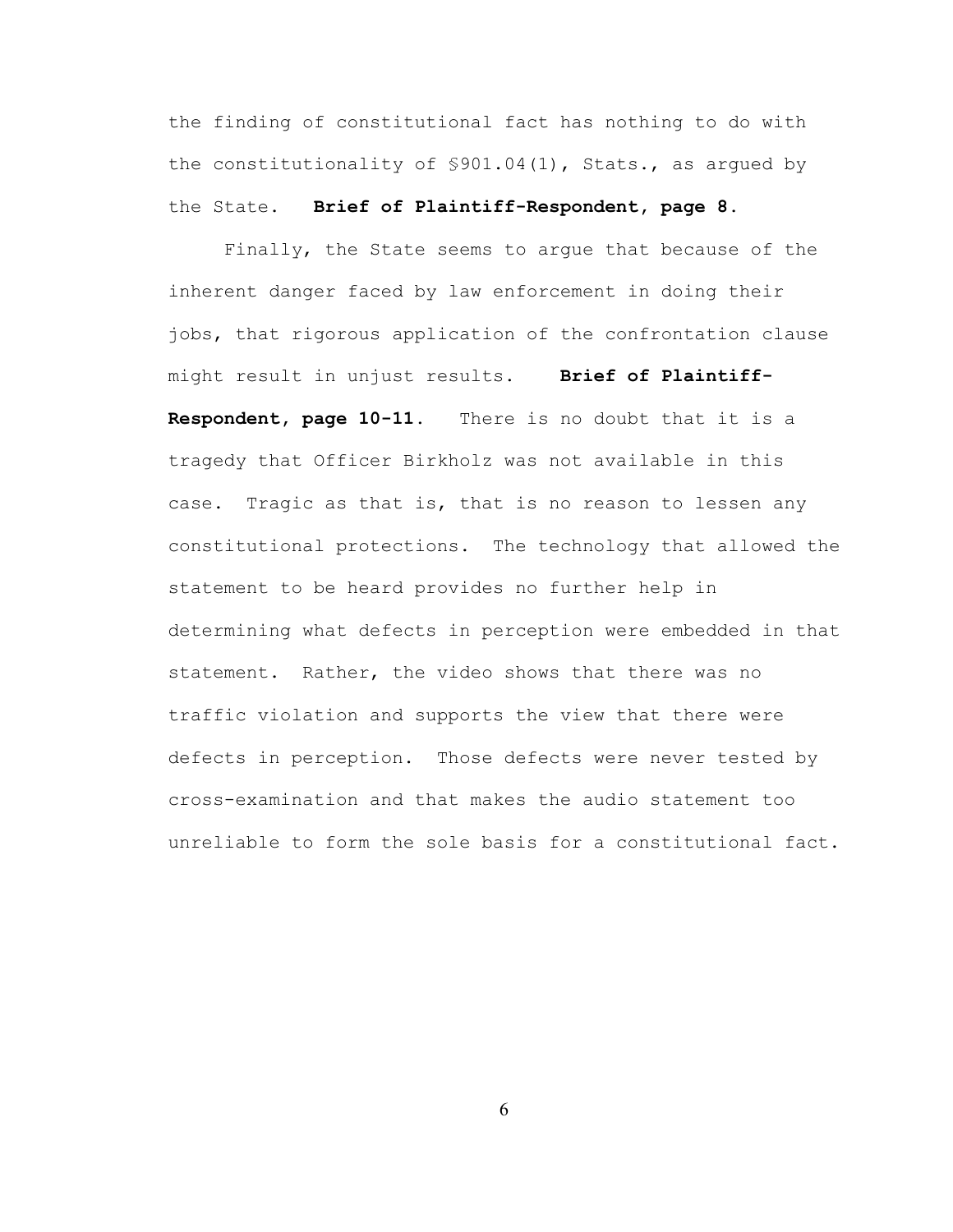the finding of constitutional fact has nothing to do with the constitutionality of §901.04(1), Stats., as argued by the State. **Brief of Plaintiff-Respondent, page 8.**

Finally, the State seems to argue that because of the inherent danger faced by law enforcement in doing their jobs, that rigorous application of the confrontation clause might result in unjust results. **Brief of Plaintiff-Respondent, page 10-11.** There is no doubt that it is a tragedy that Officer Birkholz was not available in this case. Tragic as that is, that is no reason to lessen any constitutional protections. The technology that allowed the statement to be heard provides no further help in determining what defects in perception were embedded in that statement. Rather, the video shows that there was no traffic violation and supports the view that there were defects in perception. Those defects were never tested by cross-examination and that makes the audio statement too unreliable to form the sole basis for a constitutional fact.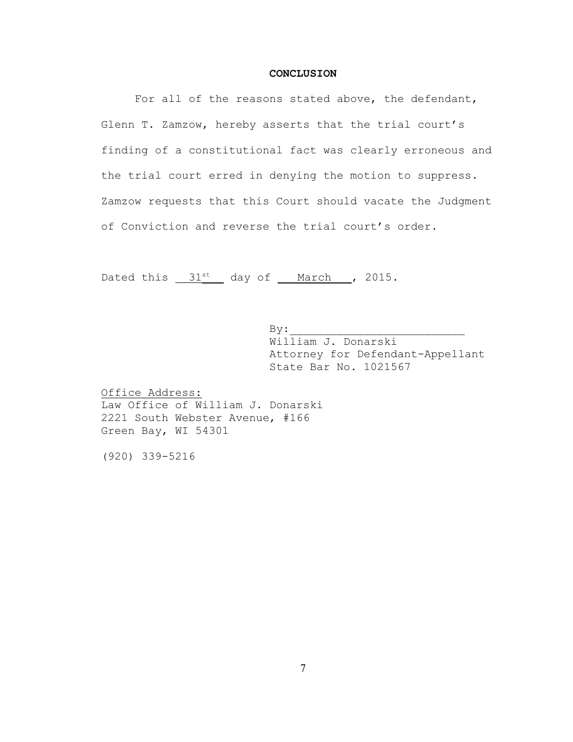**CONCLUSION**

For all of the reasons stated above, the defendant, Glenn T. Zamzow, hereby asserts that the trial court's finding of a constitutional fact was clearly erroneous and the trial court erred in denying the motion to suppress. Zamzow requests that this Court should vacate the Judgment of Conviction and reverse the trial court's order.

Dated this 31st day of March, 2015.

By:\_\_\_\_\_\_\_\_\_\_\_\_\_\_\_\_\_\_\_\_\_\_\_\_\_\_\_
William J. Donarski
Attorney for Defendant-Appellant
State Bar No. 1021567

Office Address:
Law Office of William J. Donarski
2221 South Webster Avenue, #166
Green Bay, WI 54301

(920) 339-5216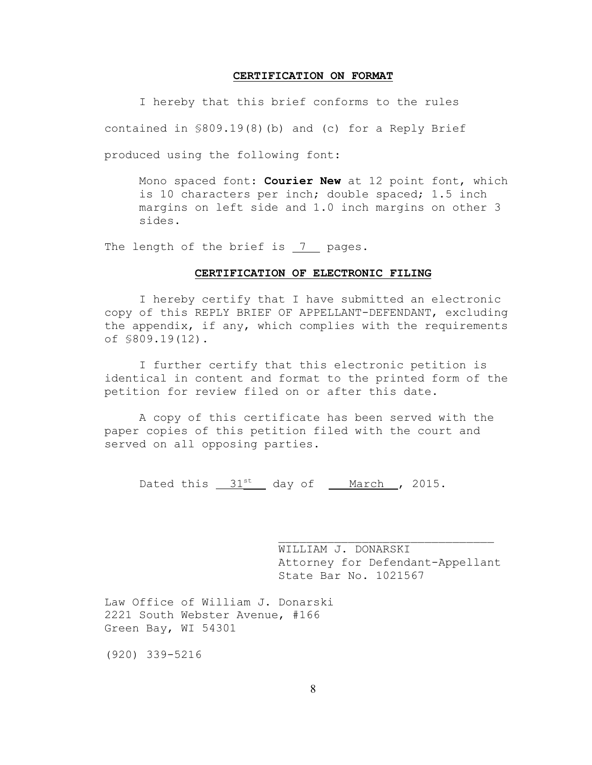**CERTIFICATION ON FORMAT**

I hereby that this brief conforms to the rules contained in §809.19(8)(b) and (c) for a Reply Brief produced using the following font:

> Mono spaced font: **Courier New** at 12 point font, which is 10 characters per inch; double spaced; 1.5 inch margins on left side and 1.0 inch margins on other 3 sides.

The length of the brief is 7 pages.

**CERTIFICATION OF ELECTRONIC FILING**

I hereby certify that I have submitted an electronic copy of this REPLY BRIEF OF APPELLANT-DEFENDANT, excluding the appendix, if any, which complies with the requirements of §809.19(12).

I further certify that this electronic petition is identical in content and format to the printed form of the petition for review filed on or after this date.

A copy of this certificate has been served with the paper copies of this petition filed with the court and served on all opposing parties.

Dated this 31st day of March, 2015.

\_\_\_\_\_\_\_\_\_\_\_\_\_\_\_\_\_\_\_\_\_\_\_\_\_\_\_\_\_\_\_\_
WILLIAM J. DONARSKI
Attorney for Defendant-Appellant
State Bar No. 1021567

Law Office of William J. Donarski
2221 South Webster Avenue, #166
Green Bay, WI 54301

(920) 339-5216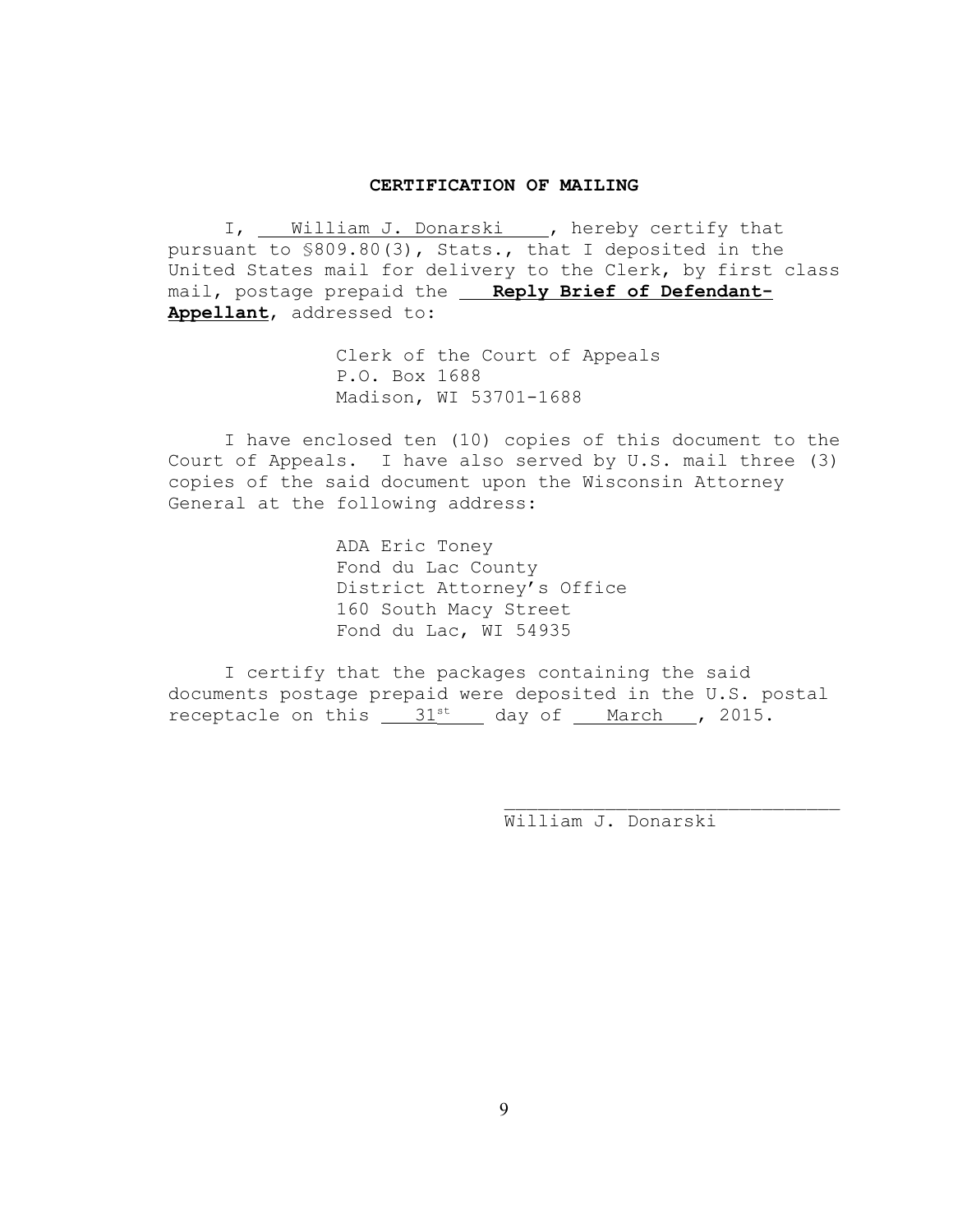**CERTIFICATION OF MAILING**

I, William J. Donarski, hereby certify that pursuant to §809.80(3), Stats., that I deposited in the United States mail for delivery to the Clerk, by first class mail, postage prepaid the **Reply Brief of Defendant-Appellant**, addressed to:

Clerk of the Court of Appeals  
P.O. Box 1688  
Madison, WI 53701-1688

I have enclosed ten (10) copies of this document to the Court of Appeals. I have also served by U.S. mail three (3) copies of the said document upon the Wisconsin Attorney General at the following address:

ADA Eric Toney  
Fond du Lac County  
District Attorney's Office  
160 South Macy Street  
Fond du Lac, WI 54935

I certify that the packages containing the said documents postage prepaid were deposited in the U.S. postal receptacle on this 31st day of March, 2015.

\_\_\_\_\_\_\_\_\_\_\_\_\_\_\_\_\_\_\_\_\_\_\_\_\_\_\_\_\_\_  
William J. Donarski